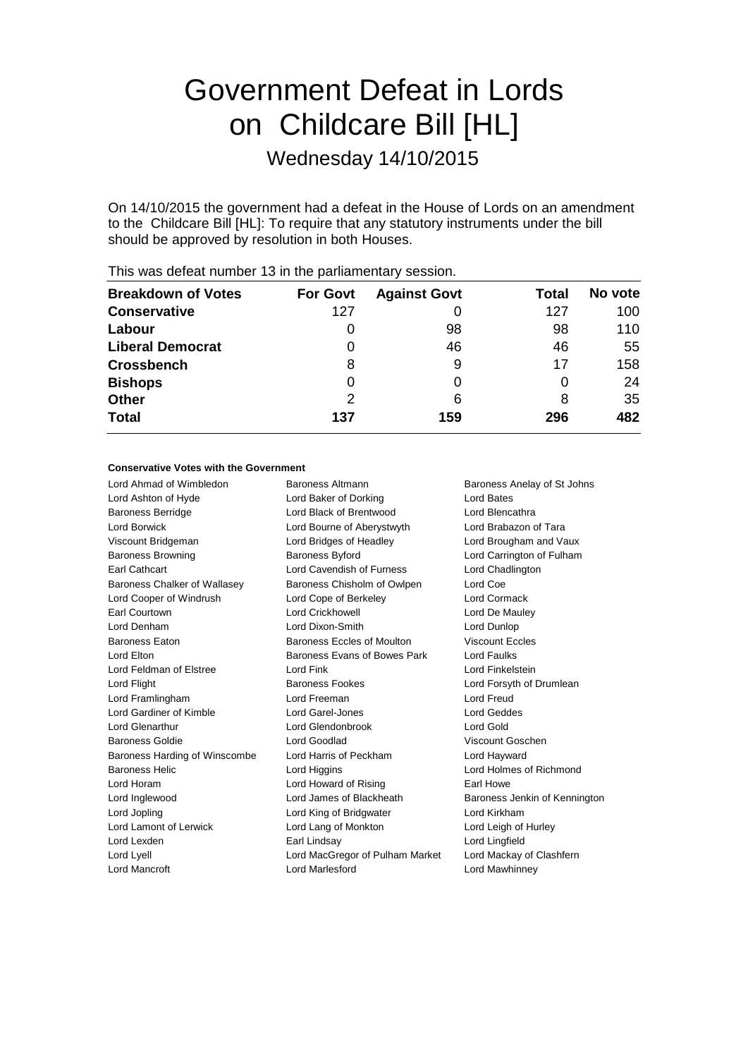# Government Defeat in Lords on Childcare Bill [HL]

Wednesday 14/10/2015

On 14/10/2015 the government had a defeat in the House of Lords on an amendment to the Childcare Bill [HL]: To require that any statutory instruments under the bill should be approved by resolution in both Houses.

This was defeat number 13 in the parliamentary session.

| Breakdown of Votes | For Govt | Against Govt | Total | No vote |
|---|---|---|---|---|
| **Conservative** | 127 | 0 | 127 | 100 |
| **Labour** | 0 | 98 | 98 | 110 |
| **Liberal Democrat** | 0 | 46 | 46 | 55 |
| **Crossbench** | 8 | 9 | 17 | 158 |
| **Bishops** | 0 | 0 | 0 | 24 |
| **Other** | 2 | 6 | 8 | 35 |
| **Total** | **137** | **159** | **296** | **482** |

### Conservative Votes with the Government

| | | |
|---|---|---|
| Lord Ahmad of Wimbledon | Baroness Altmann | Baroness Anelay of St Johns |
| Lord Ashton of Hyde | Lord Baker of Dorking | Lord Bates |
| Baroness Berridge | Lord Black of Brentwood | Lord Blencathra |
| Lord Borwick | Lord Bourne of Aberystwyth | Lord Brabazon of Tara |
| Viscount Bridgeman | Lord Bridges of Headley | Lord Brougham and Vaux |
| Baroness Browning | Baroness Byford | Lord Carrington of Fulham |
| Earl Cathcart | Lord Cavendish of Furness | Lord Chadlington |
| Baroness Chalker of Wallasey | Baroness Chisholm of Owlpen | Lord Coe |
| Lord Cooper of Windrush | Lord Cope of Berkeley | Lord Cormack |
| Earl Courtown | Lord Crickhowell | Lord De Mauley |
| Lord Denham | Lord Dixon-Smith | Lord Dunlop |
| Baroness Eaton | Baroness Eccles of Moulton | Viscount Eccles |
| Lord Elton | Baroness Evans of Bowes Park | Lord Faulks |
| Lord Feldman of Elstree | Lord Fink | Lord Finkelstein |
| Lord Flight | Baroness Fookes | Lord Forsyth of Drumlean |
| Lord Framlingham | Lord Freeman | Lord Freud |
| Lord Gardiner of Kimble | Lord Garel-Jones | Lord Geddes |
| Lord Glenarthur | Lord Glendonbrook | Lord Gold |
| Baroness Goldie | Lord Goodlad | Viscount Goschen |
| Baroness Harding of Winscombe | Lord Harris of Peckham | Lord Hayward |
| Baroness Helic | Lord Higgins | Lord Holmes of Richmond |
| Lord Horam | Lord Howard of Rising | Earl Howe |
| Lord Inglewood | Lord James of Blackheath | Baroness Jenkin of Kennington |
| Lord Jopling | Lord King of Bridgwater | Lord Kirkham |
| Lord Lamont of Lerwick | Lord Lang of Monkton | Lord Leigh of Hurley |
| Lord Lexden | Earl Lindsay | Lord Lingfield |
| Lord Lyell | Lord MacGregor of Pulham Market | Lord Mackay of Clashfern |
| Lord Mancroft | Lord Marlesford | Lord Mawhinney |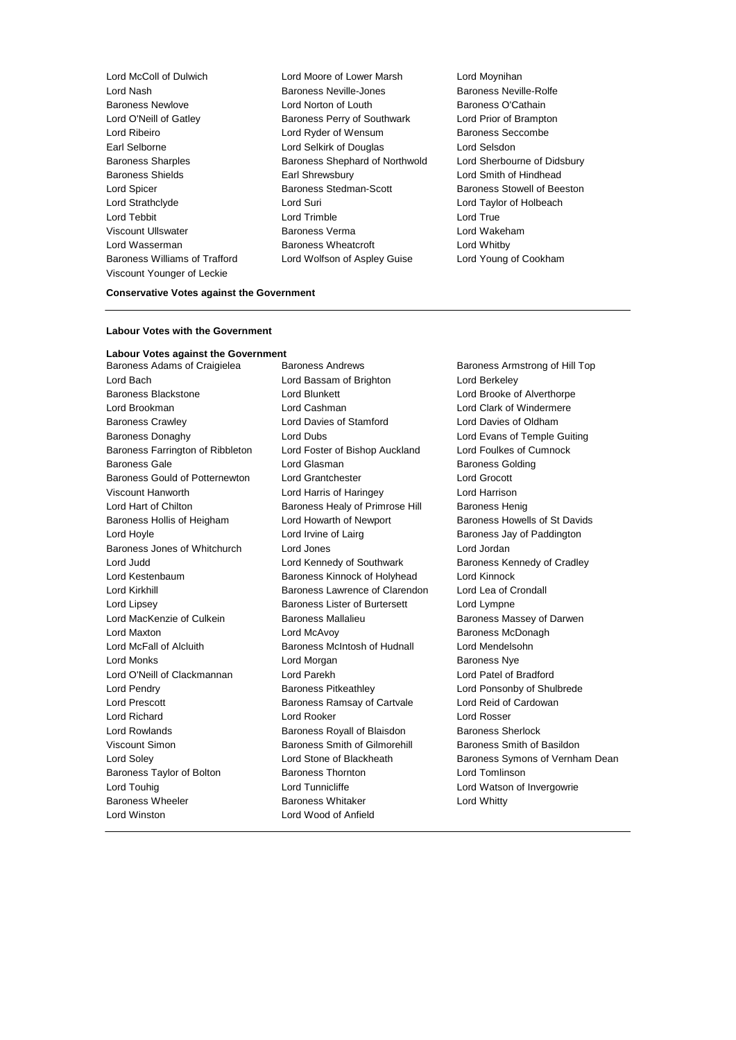Lord McColl of Dulwich
Lord Moore of Lower Marsh
Lord Moynihan
Lord Nash
Baroness Neville-Jones
Baroness Neville-Rolfe
Baroness Newlove
Lord Norton of Louth
Baroness O'Cathain
Lord O'Neill of Gatley
Baroness Perry of Southwark
Lord Prior of Brampton
Lord Ribeiro
Lord Ryder of Wensum
Baroness Seccombe
Earl Selborne
Lord Selkirk of Douglas
Lord Selsdon
Baroness Sharples
Baroness Shephard of Northwold
Lord Sherbourne of Didsbury
Baroness Shields
Earl Shrewsbury
Lord Smith of Hindhead
Lord Spicer
Baroness Stedman-Scott
Baroness Stowell of Beeston
Lord Strathclyde
Lord Suri
Lord Taylor of Holbeach
Lord Tebbit
Lord Trimble
Lord True
Viscount Ullswater
Baroness Verma
Lord Wakeham
Lord Wasserman
Baroness Wheatcroft
Lord Whitby
Baroness Williams of Trafford
Lord Wolfson of Aspley Guise
Lord Young of Cookham
Viscount Younger of Leckie

**Conservative Votes against the Government**

---

**Labour Votes with the Government**

**Labour Votes against the Government**

Baroness Adams of Craigielea
Baroness Andrews
Baroness Armstrong of Hill Top
Lord Bach
Lord Bassam of Brighton
Lord Berkeley
Baroness Blackstone
Lord Blunkett
Lord Brooke of Alverthorpe
Lord Brookman
Lord Cashman
Lord Clark of Windermere
Baroness Crawley
Lord Davies of Stamford
Lord Davies of Oldham
Baroness Donaghy
Lord Dubs
Lord Evans of Temple Guiting
Baroness Farrington of Ribbleton
Lord Foster of Bishop Auckland
Lord Foulkes of Cumnock
Baroness Gale
Lord Glasman
Baroness Golding
Baroness Gould of Potternewton
Lord Grantchester
Lord Grocott
Viscount Hanworth
Lord Harris of Haringey
Lord Harrison
Lord Hart of Chilton
Baroness Healy of Primrose Hill
Baroness Henig
Baroness Hollis of Heigham
Lord Howarth of Newport
Baroness Howells of St Davids
Lord Hoyle
Lord Irvine of Lairg
Baroness Jay of Paddington
Baroness Jones of Whitchurch
Lord Jones
Lord Jordan
Lord Judd
Lord Kennedy of Southwark
Baroness Kennedy of Cradley
Lord Kestenbaum
Baroness Kinnock of Holyhead
Lord Kinnock
Lord Kirkhill
Baroness Lawrence of Clarendon
Lord Lea of Crondall
Lord Lipsey
Baroness Lister of Burtersett
Lord Lympne
Lord MacKenzie of Culkein
Baroness Mallalieu
Baroness Massey of Darwen
Lord Maxton
Lord McAvoy
Baroness McDonagh
Lord McFall of Alcluith
Baroness McIntosh of Hudnall
Lord Mendelsohn
Lord Monks
Lord Morgan
Baroness Nye
Lord O'Neill of Clackmannan
Lord Parekh
Lord Patel of Bradford
Lord Pendry
Baroness Pitkeathley
Lord Ponsonby of Shulbrede
Lord Prescott
Baroness Ramsay of Cartvale
Lord Reid of Cardowan
Lord Richard
Lord Rooker
Lord Rosser
Lord Rowlands
Baroness Royall of Blaisdon
Baroness Sherlock
Viscount Simon
Baroness Smith of Gilmorehill
Baroness Smith of Basildon
Lord Soley
Lord Stone of Blackheath
Baroness Symons of Vernham Dean
Baroness Taylor of Bolton
Baroness Thornton
Lord Tomlinson
Lord Touhig
Lord Tunnicliffe
Lord Watson of Invergowrie
Baroness Wheeler
Baroness Whitaker
Lord Whitty
Lord Winston
Lord Wood of Anfield

---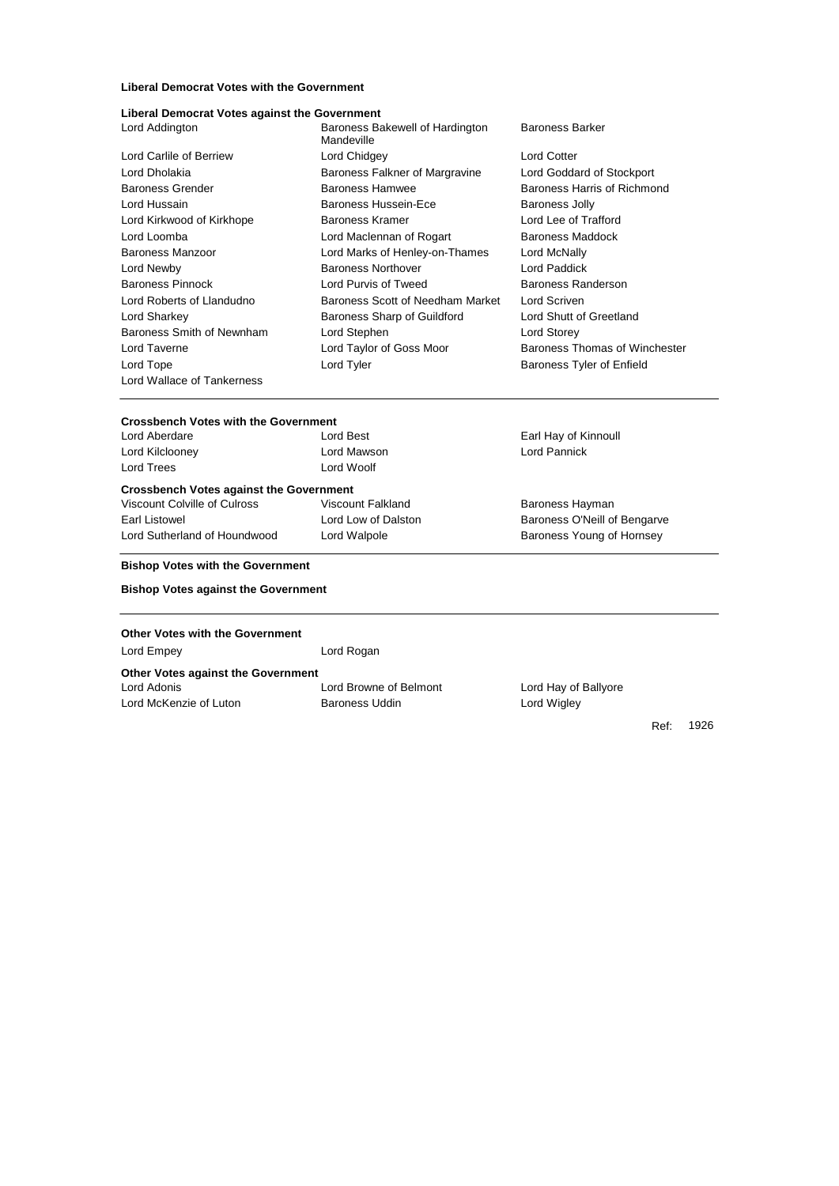**Liberal Democrat Votes with the Government**

**Liberal Democrat Votes against the Government**

| | | |
|---|---|---|
| Lord Addington | Baroness Bakewell of Hardington Mandeville | Baroness Barker |
| Lord Carlile of Berriew | Lord Chidgey | Lord Cotter |
| Lord Dholakia | Baroness Falkner of Margravine | Lord Goddard of Stockport |
| Baroness Grender | Baroness Hamwee | Baroness Harris of Richmond |
| Lord Hussain | Baroness Hussein-Ece | Baroness Jolly |
| Lord Kirkwood of Kirkhope | Baroness Kramer | Lord Lee of Trafford |
| Lord Loomba | Lord Maclennan of Rogart | Baroness Maddock |
| Baroness Manzoor | Lord Marks of Henley-on-Thames | Lord McNally |
| Lord Newby | Baroness Northover | Lord Paddick |
| Baroness Pinnock | Lord Purvis of Tweed | Baroness Randerson |
| Lord Roberts of Llandudno | Baroness Scott of Needham Market | Lord Scriven |
| Lord Sharkey | Baroness Sharp of Guildford | Lord Shutt of Greetland |
| Baroness Smith of Newnham | Lord Stephen | Lord Storey |
| Lord Taverne | Lord Taylor of Goss Moor | Baroness Thomas of Winchester |
| Lord Tope | Lord Tyler | Baroness Tyler of Enfield |
| Lord Wallace of Tankerness | | |

**Crossbench Votes with the Government**

| | | |
|---|---|---|
| Lord Aberdare | Lord Best | Earl Hay of Kinnoull |
| Lord Kilclooney | Lord Mawson | Lord Pannick |
| Lord Trees | Lord Woolf | |

**Crossbench Votes against the Government**

| | | |
|---|---|---|
| Viscount Colville of Culross | Viscount Falkland | Baroness Hayman |
| Earl Listowel | Lord Low of Dalston | Baroness O'Neill of Bengarve |
| Lord Sutherland of Houndwood | Lord Walpole | Baroness Young of Hornsey |

**Bishop Votes with the Government**

**Bishop Votes against the Government**

**Other Votes with the Government**

| | |
|---|---|
| Lord Empey | Lord Rogan |

**Other Votes against the Government**

| | | |
|---|---|---|
| Lord Adonis | Lord Browne of Belmont | Lord Hay of Ballyore |
| Lord McKenzie of Luton | Baroness Uddin | Lord Wigley |

Ref: 1926